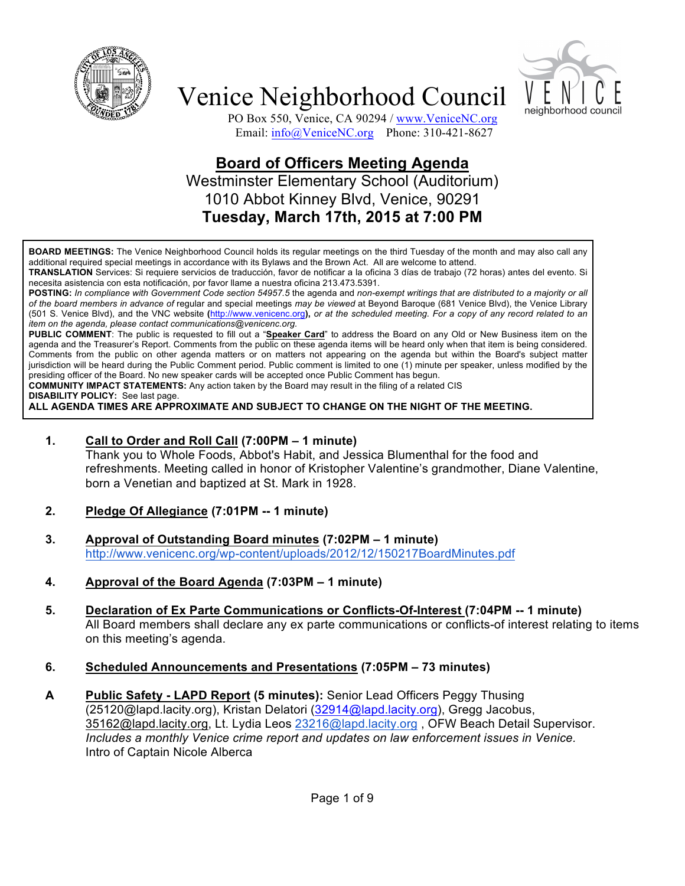# Venice Neighborhood Council

PO Box 550, Venice, CA 90294 / www.VeniceNC.org
Email: info@VeniceNC.org Phone: 310-421-8627

## Board of Officers Meeting Agenda

Westminster Elementary School (Auditorium)
1010 Abbot Kinney Blvd, Venice, 90291
**Tuesday, March 17th, 2015 at 7:00 PM**

**BOARD MEETINGS:** The Venice Neighborhood Council holds its regular meetings on the third Tuesday of the month and may also call any additional required special meetings in accordance with its Bylaws and the Brown Act. All are welcome to attend.
**TRANSLATION** Services: Si requiere servicios de traducción, favor de notificar a la oficina 3 días de trabajo (72 horas) antes del evento. Si necesita asistencia con esta notificación, por favor llame a nuestra oficina 213.473.5391.
**POSTING:** *In compliance with Government Code section 54957.5* the agenda and *non-exempt writings that are distributed to a majority or all of the board members in advance of* regular and special meetings *may be viewed* at Beyond Baroque (681 Venice Blvd), the Venice Library (501 S. Venice Blvd), and the VNC website **(**http://www.venicenc.org**),** *or at the scheduled meeting. For a copy of any record related to an item on the agenda, please contact communications@venicenc.org.*
**PUBLIC COMMENT**: The public is requested to fill out a "**Speaker Card**" to address the Board on any Old or New Business item on the agenda and the Treasurer's Report. Comments from the public on these agenda items will be heard only when that item is being considered. Comments from the public on other agenda matters or on matters not appearing on the agenda but within the Board's subject matter jurisdiction will be heard during the Public Comment period. Public comment is limited to one (1) minute per speaker, unless modified by the presiding officer of the Board. No new speaker cards will be accepted once Public Comment has begun.
**COMMUNITY IMPACT STATEMENTS:** Any action taken by the Board may result in the filing of a related CIS
**DISABILITY POLICY:** See last page.
**ALL AGENDA TIMES ARE APPROXIMATE AND SUBJECT TO CHANGE ON THE NIGHT OF THE MEETING.**

**1. Call to Order and Roll Call (7:00PM – 1 minute)**
Thank you to Whole Foods, Abbot's Habit, and Jessica Blumenthal for the food and refreshments. Meeting called in honor of Kristopher Valentine's grandmother, Diane Valentine, born a Venetian and baptized at St. Mark in 1928.

**2. Pledge Of Allegiance (7:01PM -- 1 minute)**

**3. Approval of Outstanding Board minutes (7:02PM – 1 minute)**
http://www.venicenc.org/wp-content/uploads/2012/12/150217BoardMinutes.pdf

**4. Approval of the Board Agenda (7:03PM – 1 minute)**

**5. Declaration of Ex Parte Communications or Conflicts-Of-Interest (7:04PM -- 1 minute)**
All Board members shall declare any ex parte communications or conflicts-of interest relating to items on this meeting's agenda.

**6. Scheduled Announcements and Presentations (7:05PM – 73 minutes)**

**A Public Safety - LAPD Report (5 minutes):** Senior Lead Officers Peggy Thusing (25120@lapd.lacity.org), Kristan Delatori (32914@lapd.lacity.org), Gregg Jacobus, 35162@lapd.lacity.org, Lt. Lydia Leos 23216@lapd.lacity.org , OFW Beach Detail Supervisor. *Includes a monthly Venice crime report and updates on law enforcement issues in Venice.*
Intro of Captain Nicole Alberca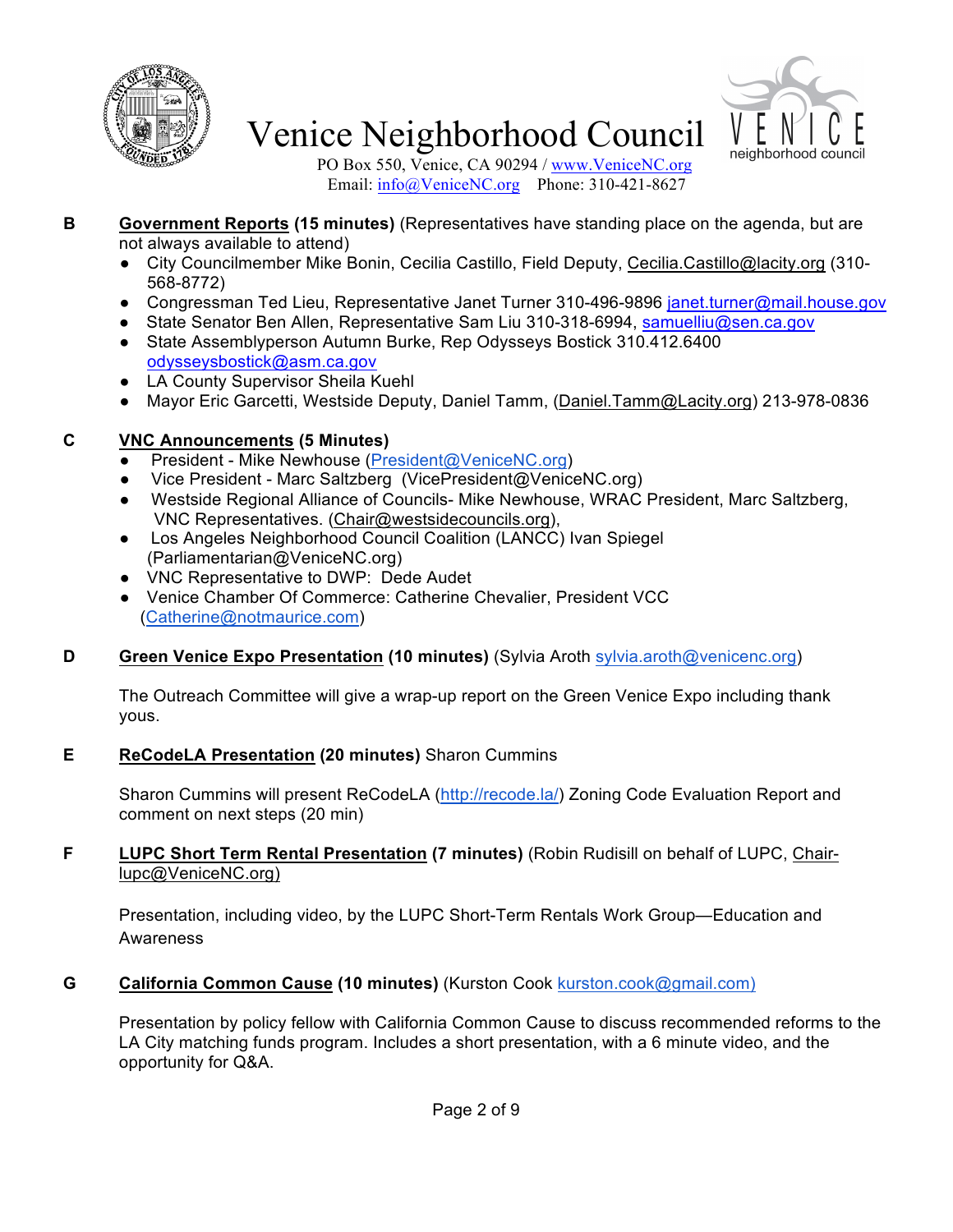# Venice Neighborhood Council

PO Box 550, Venice, CA 90294 / www.VeniceNC.org
Email: info@VeniceNC.org Phone: 310-421-8627

**B** **Government Reports (15 minutes)** (Representatives have standing place on the agenda, but are not always available to attend)

- City Councilmember Mike Bonin, Cecilia Castillo, Field Deputy, Cecilia.Castillo@lacity.org (310-568-8772)
- Congressman Ted Lieu, Representative Janet Turner 310-496-9896 janet.turner@mail.house.gov
- State Senator Ben Allen, Representative Sam Liu 310-318-6994, samuelliu@sen.ca.gov
- State Assemblyperson Autumn Burke, Rep Odysseys Bostick 310.412.6400 odysseysbostick@asm.ca.gov
- LA County Supervisor Sheila Kuehl
- Mayor Eric Garcetti, Westside Deputy, Daniel Tamm, (Daniel.Tamm@Lacity.org) 213-978-0836

**C** **VNC Announcements (5 Minutes)**

- President - Mike Newhouse (President@VeniceNC.org)
- Vice President - Marc Saltzberg (VicePresident@VeniceNC.org)
- Westside Regional Alliance of Councils- Mike Newhouse, WRAC President, Marc Saltzberg, VNC Representatives. (Chair@westsidecouncils.org),
- Los Angeles Neighborhood Council Coalition (LANCC) Ivan Spiegel (Parliamentarian@VeniceNC.org)
- VNC Representative to DWP: Dede Audet
- Venice Chamber Of Commerce: Catherine Chevalier, President VCC (Catherine@notmaurice.com)

**D** **Green Venice Expo Presentation (10 minutes)** (Sylvia Aroth sylvia.aroth@venicenc.org)

The Outreach Committee will give a wrap-up report on the Green Venice Expo including thank yous.

**E** **ReCodeLA Presentation (20 minutes)** Sharon Cummins

Sharon Cummins will present ReCodeLA (http://recode.la/) Zoning Code Evaluation Report and comment on next steps (20 min)

**F** **LUPC Short Term Rental Presentation (7 minutes)** (Robin Rudisill on behalf of LUPC, Chair-lupc@VeniceNC.org)

Presentation, including video, by the LUPC Short-Term Rentals Work Group—Education and Awareness

**G** **California Common Cause (10 minutes)** (Kurston Cook kurston.cook@gmail.com)

Presentation by policy fellow with California Common Cause to discuss recommended reforms to the LA City matching funds program. Includes a short presentation, with a 6 minute video, and the opportunity for Q&A.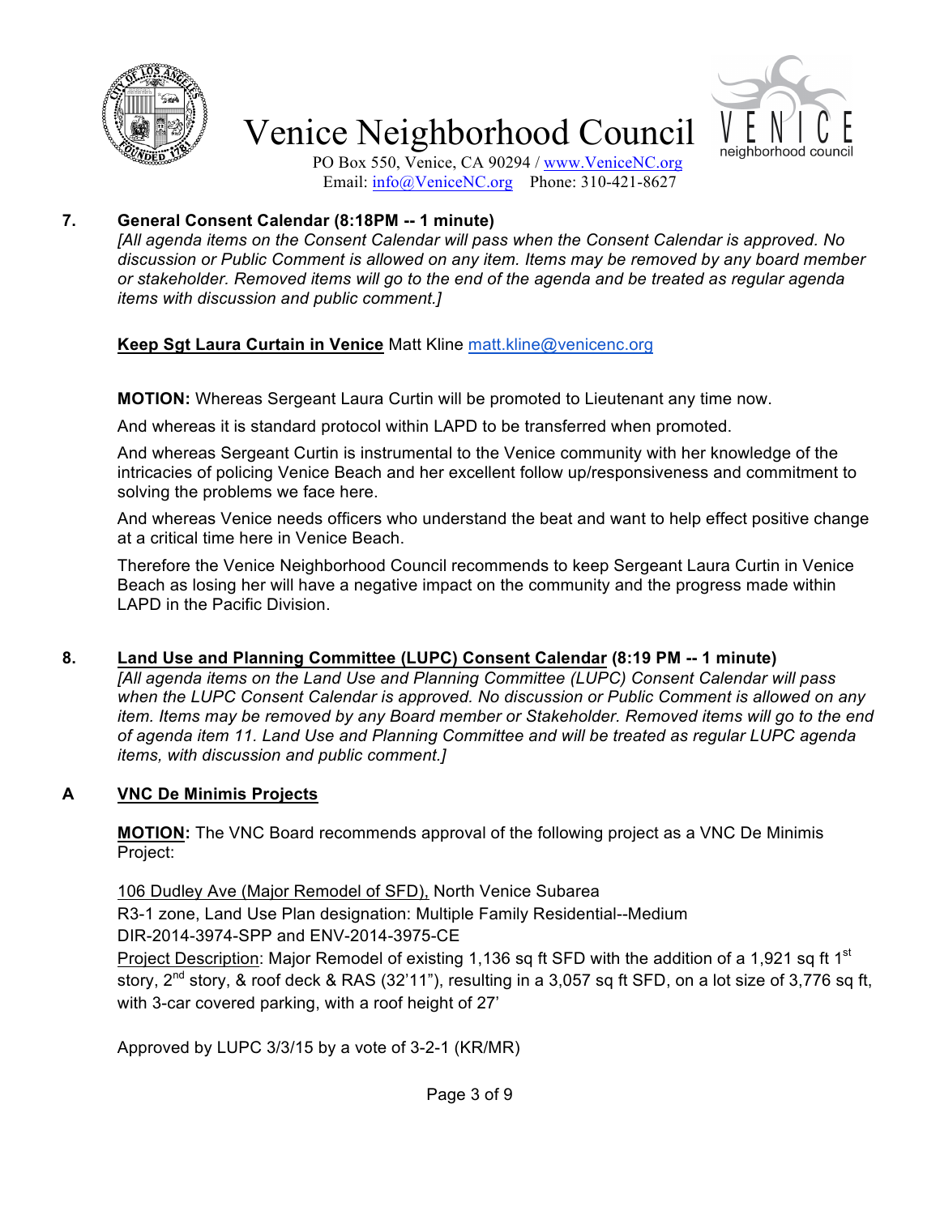**7. General Consent Calendar (8:18PM -- 1 minute)**

*[All agenda items on the Consent Calendar will pass when the Consent Calendar is approved. No discussion or Public Comment is allowed on any item. Items may be removed by any board member or stakeholder. Removed items will go to the end of the agenda and be treated as regular agenda items with discussion and public comment.]*

**Keep Sgt Laura Curtain in Venice** Matt Kline matt.kline@venicenc.org

**MOTION:** Whereas Sergeant Laura Curtin will be promoted to Lieutenant any time now.

And whereas it is standard protocol within LAPD to be transferred when promoted.

And whereas Sergeant Curtin is instrumental to the Venice community with her knowledge of the intricacies of policing Venice Beach and her excellent follow up/responsiveness and commitment to solving the problems we face here.

And whereas Venice needs officers who understand the beat and want to help effect positive change at a critical time here in Venice Beach.

Therefore the Venice Neighborhood Council recommends to keep Sergeant Laura Curtin in Venice Beach as losing her will have a negative impact on the community and the progress made within LAPD in the Pacific Division.

**8. Land Use and Planning Committee (LUPC) Consent Calendar (8:19 PM -- 1 minute)**

*[All agenda items on the Land Use and Planning Committee (LUPC) Consent Calendar will pass when the LUPC Consent Calendar is approved. No discussion or Public Comment is allowed on any item. Items may be removed by any Board member or Stakeholder. Removed items will go to the end of agenda item 11. Land Use and Planning Committee and will be treated as regular LUPC agenda items, with discussion and public comment.]*

**A VNC De Minimis Projects**

**MOTION:** The VNC Board recommends approval of the following project as a VNC De Minimis Project:

106 Dudley Ave (Major Remodel of SFD), North Venice Subarea
R3-1 zone, Land Use Plan designation: Multiple Family Residential--Medium
DIR-2014-3974-SPP and ENV-2014-3975-CE
Project Description: Major Remodel of existing 1,136 sq ft SFD with the addition of a 1,921 sq ft 1st story, 2nd story, & roof deck & RAS (32'11"), resulting in a 3,057 sq ft SFD, on a lot size of 3,776 sq ft, with 3-car covered parking, with a roof height of 27'

Approved by LUPC 3/3/15 by a vote of 3-2-1 (KR/MR)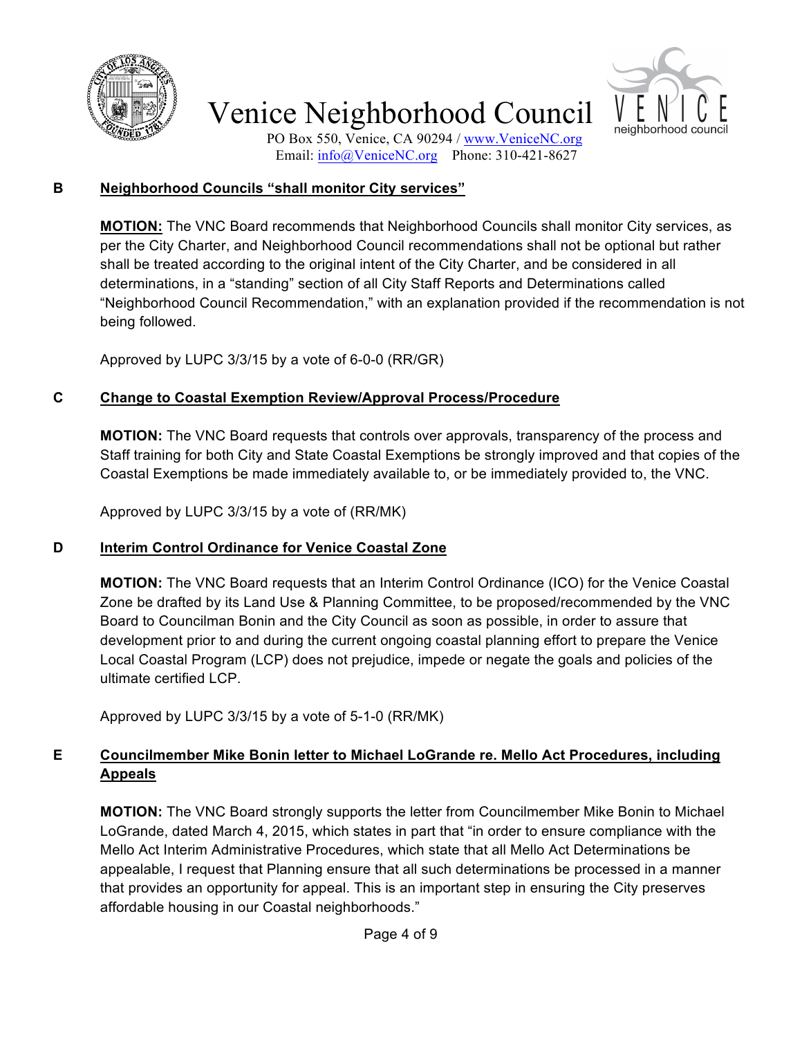# Venice Neighborhood Council

PO Box 550, Venice, CA 90294 / www.VeniceNC.org
Email: info@VeniceNC.org Phone: 310-421-8627

**B** **Neighborhood Councils "shall monitor City services"**

**MOTION:** The VNC Board recommends that Neighborhood Councils shall monitor City services, as per the City Charter, and Neighborhood Council recommendations shall not be optional but rather shall be treated according to the original intent of the City Charter, and be considered in all determinations, in a "standing" section of all City Staff Reports and Determinations called "Neighborhood Council Recommendation," with an explanation provided if the recommendation is not being followed.

Approved by LUPC 3/3/15 by a vote of 6-0-0 (RR/GR)

**C** **Change to Coastal Exemption Review/Approval Process/Procedure**

**MOTION:** The VNC Board requests that controls over approvals, transparency of the process and Staff training for both City and State Coastal Exemptions be strongly improved and that copies of the Coastal Exemptions be made immediately available to, or be immediately provided to, the VNC.

Approved by LUPC 3/3/15 by a vote of (RR/MK)

**D** **Interim Control Ordinance for Venice Coastal Zone**

**MOTION:** The VNC Board requests that an Interim Control Ordinance (ICO) for the Venice Coastal Zone be drafted by its Land Use & Planning Committee, to be proposed/recommended by the VNC Board to Councilman Bonin and the City Council as soon as possible, in order to assure that development prior to and during the current ongoing coastal planning effort to prepare the Venice Local Coastal Program (LCP) does not prejudice, impede or negate the goals and policies of the ultimate certified LCP.

Approved by LUPC 3/3/15 by a vote of 5-1-0 (RR/MK)

**E** **Councilmember Mike Bonin letter to Michael LoGrande re. Mello Act Procedures, including Appeals**

**MOTION:** The VNC Board strongly supports the letter from Councilmember Mike Bonin to Michael LoGrande, dated March 4, 2015, which states in part that "in order to ensure compliance with the Mello Act Interim Administrative Procedures, which state that all Mello Act Determinations be appealable, I request that Planning ensure that all such determinations be processed in a manner that provides an opportunity for appeal. This is an important step in ensuring the City preserves affordable housing in our Coastal neighborhoods."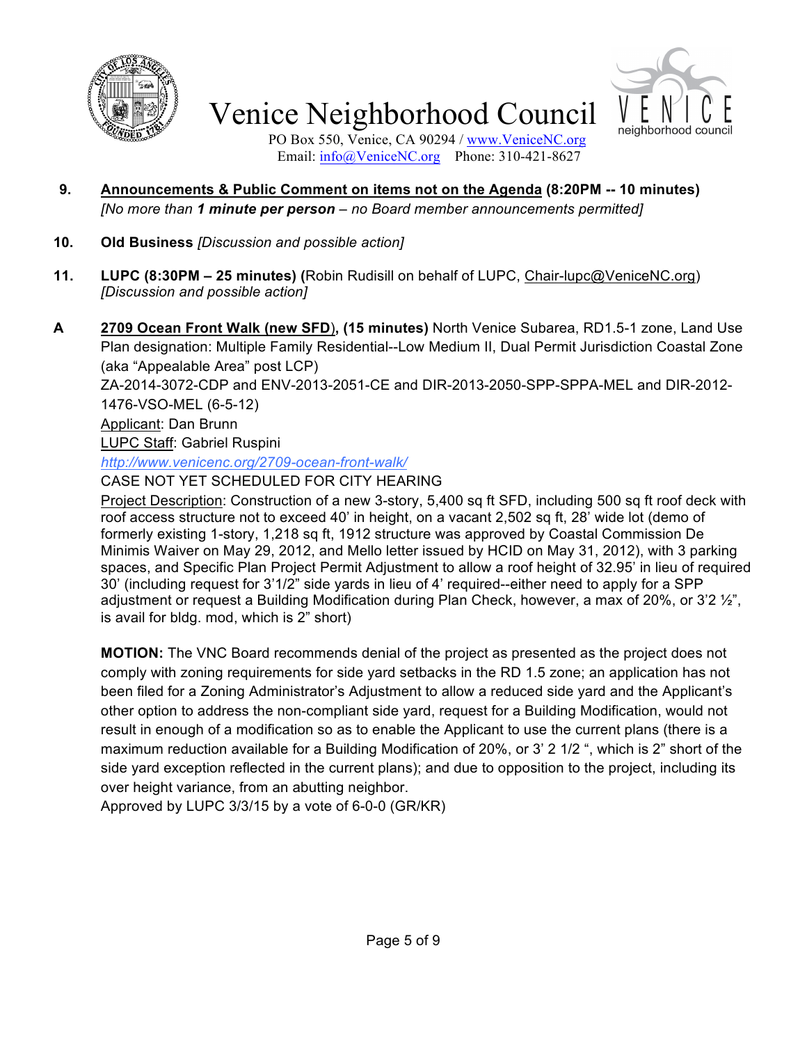9. **Announcements & Public Comment on items not on the Agenda (8:20PM -- 10 minutes)**
   *[No more than **1 minute per person** – no Board member announcements permitted]*

10. **Old Business** *[Discussion and possible action]*

11. **LUPC (8:30PM – 25 minutes) (**Robin Rudisill on behalf of LUPC, Chair-lupc@VeniceNC.org) *[Discussion and possible action]*

**A** **2709 Ocean Front Walk (new SFD), (15 minutes)** North Venice Subarea, RD1.5-1 zone, Land Use Plan designation: Multiple Family Residential--Low Medium II, Dual Permit Jurisdiction Coastal Zone (aka "Appealable Area" post LCP)
ZA-2014-3072-CDP and ENV-2013-2051-CE and DIR-2013-2050-SPP-SPPA-MEL and DIR-2012-1476-VSO-MEL (6-5-12)
Applicant: Dan Brunn
LUPC Staff: Gabriel Ruspini
*http://www.venicenc.org/2709-ocean-front-walk/*
CASE NOT YET SCHEDULED FOR CITY HEARING
Project Description: Construction of a new 3-story, 5,400 sq ft SFD, including 500 sq ft roof deck with roof access structure not to exceed 40' in height, on a vacant 2,502 sq ft, 28' wide lot (demo of formerly existing 1-story, 1,218 sq ft, 1912 structure was approved by Coastal Commission De Minimis Waiver on May 29, 2012, and Mello letter issued by HCID on May 31, 2012), with 3 parking spaces, and Specific Plan Project Permit Adjustment to allow a roof height of 32.95' in lieu of required 30' (including request for 3'1/2" side yards in lieu of 4' required--either need to apply for a SPP adjustment or request a Building Modification during Plan Check, however, a max of 20%, or 3'2 ½", is avail for bldg. mod, which is 2" short)

**MOTION:** The VNC Board recommends denial of the project as presented as the project does not comply with zoning requirements for side yard setbacks in the RD 1.5 zone; an application has not been filed for a Zoning Administrator's Adjustment to allow a reduced side yard and the Applicant's other option to address the non-compliant side yard, request for a Building Modification, would not result in enough of a modification so as to enable the Applicant to use the current plans (there is a maximum reduction available for a Building Modification of 20%, or 3' 2 1/2 ", which is 2" short of the side yard exception reflected in the current plans); and due to opposition to the project, including its over height variance, from an abutting neighbor.
Approved by LUPC 3/3/15 by a vote of 6-0-0 (GR/KR)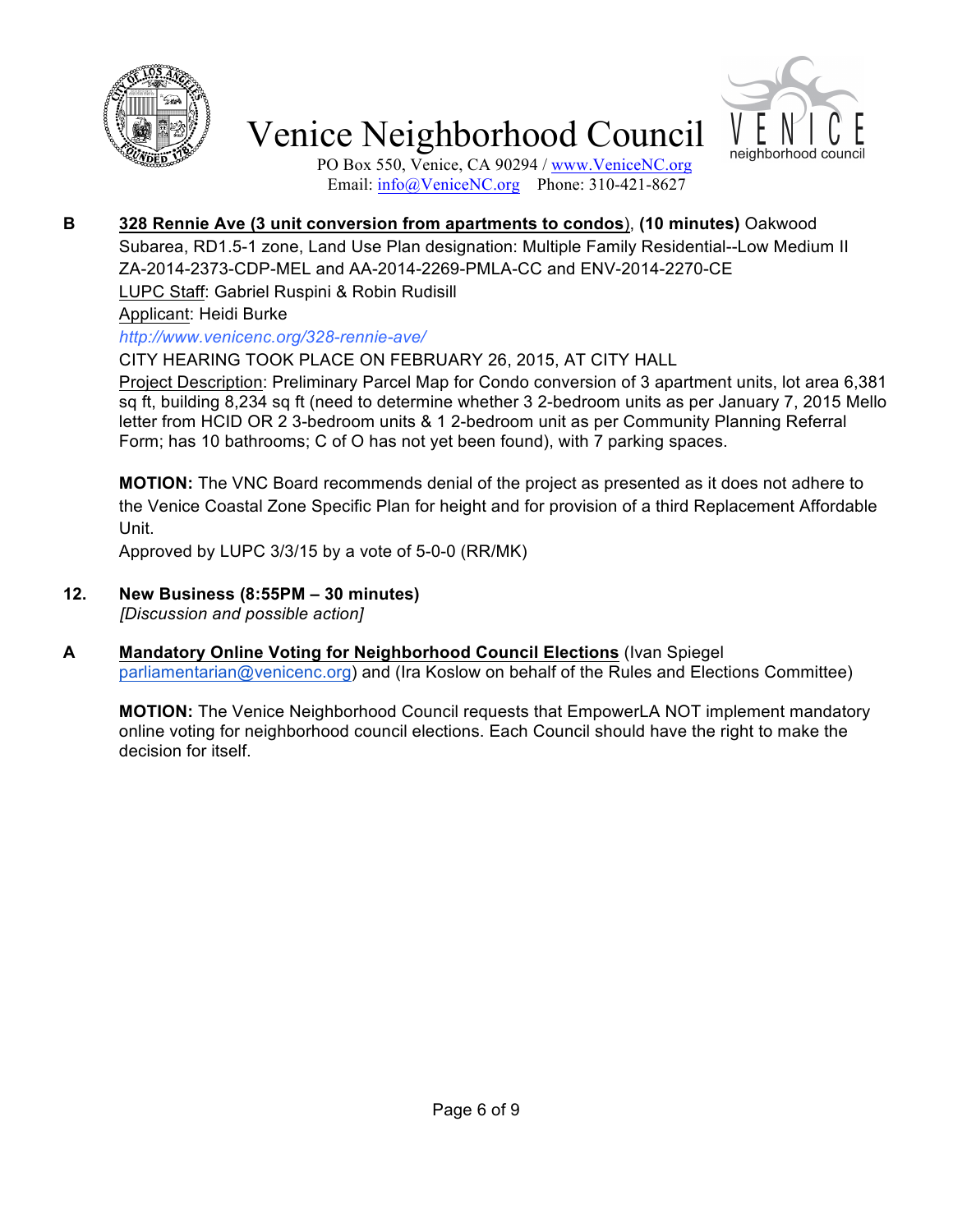**B** **328 Rennie Ave (3 unit conversion from apartments to condos)**, **(10 minutes)** Oakwood Subarea, RD1.5-1 zone, Land Use Plan designation: Multiple Family Residential--Low Medium II ZA-2014-2373-CDP-MEL and AA-2014-2269-PMLA-CC and ENV-2014-2270-CE

LUPC Staff: Gabriel Ruspini & Robin Rudisill

Applicant: Heidi Burke

*http://www.venicenc.org/328-rennie-ave/*

CITY HEARING TOOK PLACE ON FEBRUARY 26, 2015, AT CITY HALL

Project Description: Preliminary Parcel Map for Condo conversion of 3 apartment units, lot area 6,381 sq ft, building 8,234 sq ft (need to determine whether 3 2-bedroom units as per January 7, 2015 Mello letter from HCID OR 2 3-bedroom units & 1 2-bedroom unit as per Community Planning Referral Form; has 10 bathrooms; C of O has not yet been found), with 7 parking spaces.

**MOTION:** The VNC Board recommends denial of the project as presented as it does not adhere to the Venice Coastal Zone Specific Plan for height and for provision of a third Replacement Affordable Unit.

Approved by LUPC 3/3/15 by a vote of 5-0-0 (RR/MK)

**12.** **New Business (8:55PM – 30 minutes)**
*[Discussion and possible action]*

**A** **Mandatory Online Voting for Neighborhood Council Elections** (Ivan Spiegel parliamentarian@venicenc.org) and (Ira Koslow on behalf of the Rules and Elections Committee)

**MOTION:** The Venice Neighborhood Council requests that EmpowerLA NOT implement mandatory online voting for neighborhood council elections. Each Council should have the right to make the decision for itself.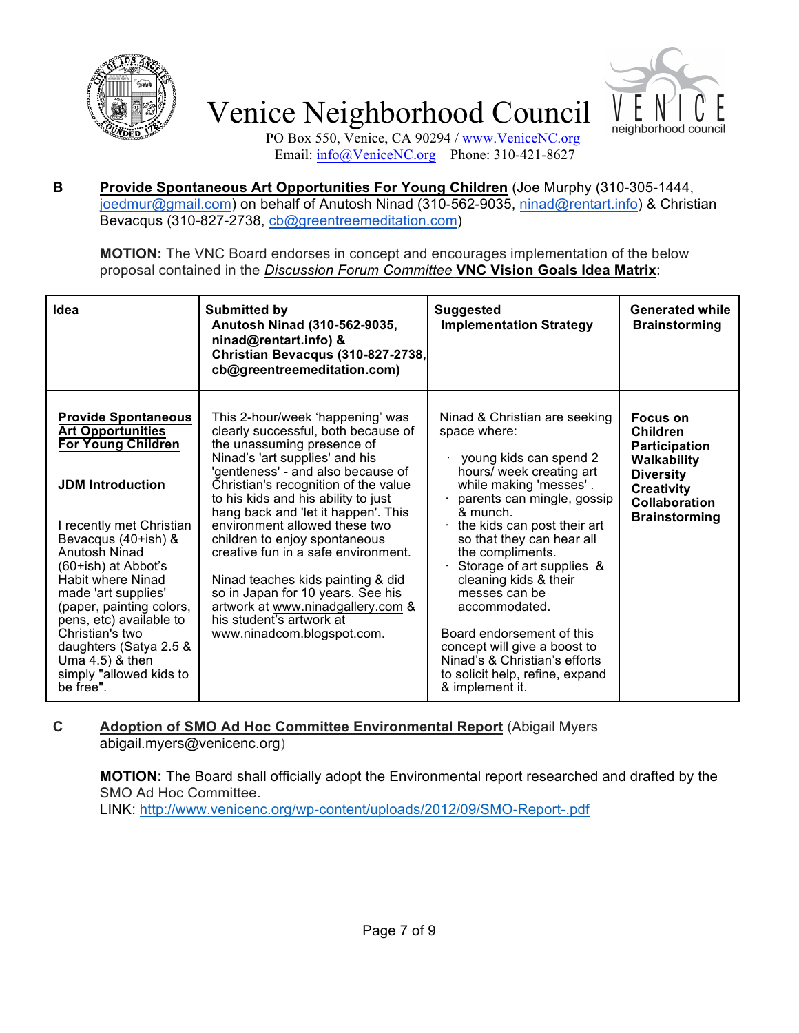# Venice Neighborhood Council

PO Box 550, Venice, CA 90294 / www.VeniceNC.org
Email: info@VeniceNC.org Phone: 310-421-8627

**B** **Provide Spontaneous Art Opportunities For Young Children** (Joe Murphy (310-305-1444, joedmur@gmail.com) on behalf of Anutosh Ninad (310-562-9035, ninad@rentart.info) & Christian Bevacqus (310-827-2738, cb@greentreemeditation.com)

**MOTION:** The VNC Board endorses in concept and encourages implementation of the below proposal contained in the *Discussion Forum Committee* **VNC Vision Goals Idea Matrix**:

| Idea | Submitted by Anutosh Ninad (310-562-9035, ninad@rentart.info) & Christian Bevacqus (310-827-2738, cb@greentreemeditation.com) | Suggested Implementation Strategy | Generated while Brainstorming |
|---|---|---|---|
| **Provide Spontaneous Art Opportunities For Young Children**<br><br>**JDM Introduction**<br><br>I recently met Christian Bevacqus (40+ish) & Anutosh Ninad (60+ish) at Abbot's Habit where Ninad made 'art supplies' (paper, painting colors, pens, etc) available to Christian's two daughters (Satya 2.5 & Uma 4.5) & then simply "allowed kids to be free". | This 2-hour/week 'happening' was clearly successful, both because of the unassuming presence of Ninad's 'art supplies' and his 'gentleness' - and also because of Christian's recognition of the value to his kids and his ability to just hang back and 'let it happen'. This environment allowed these two children to enjoy spontaneous creative fun in a safe environment.<br><br>Ninad teaches kids painting & did so in Japan for 10 years. See his artwork at www.ninadgallery.com & his student's artwork at www.ninadcom.blogspot.com. | Ninad & Christian are seeking space where:<br>· young kids can spend 2 hours/ week creating art while making 'messes' .<br>· parents can mingle, gossip & munch.<br>· the kids can post their art so that they can hear all the compliments.<br>· Storage of art supplies & cleaning kids & their messes can be accommodated.<br><br>Board endorsement of this concept will give a boost to Ninad's & Christian's efforts to solicit help, refine, expand & implement it. | **Focus on Children**<br>**Participation**<br>**Walkability**<br>**Diversity**<br>**Creativity**<br>**Collaboration**<br>**Brainstorming** |

**C** **Adoption of SMO Ad Hoc Committee Environmental Report** (Abigail Myers abigail.myers@venicenc.org)

**MOTION:** The Board shall officially adopt the Environmental report researched and drafted by the SMO Ad Hoc Committee.
LINK: http://www.venicenc.org/wp-content/uploads/2012/09/SMO-Report-.pdf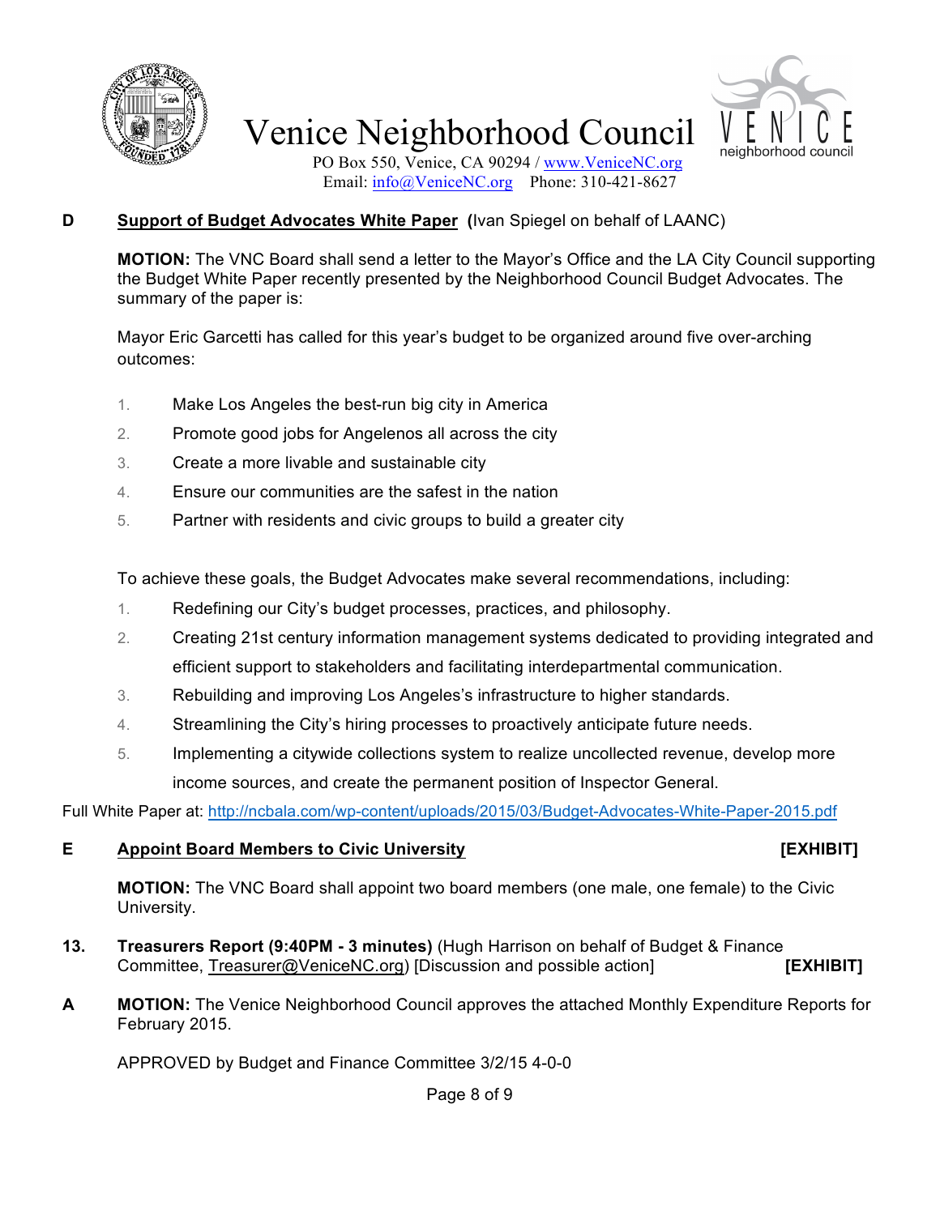# Venice Neighborhood Council

PO Box 550, Venice, CA 90294 / www.VeniceNC.org
Email: info@VeniceNC.org Phone: 310-421-8627

**D** **Support of Budget Advocates White Paper (**Ivan Spiegel on behalf of LAANC)

**MOTION:** The VNC Board shall send a letter to the Mayor's Office and the LA City Council supporting the Budget White Paper recently presented by the Neighborhood Council Budget Advocates. The summary of the paper is:

Mayor Eric Garcetti has called for this year's budget to be organized around five over-arching outcomes:

1. Make Los Angeles the best-run big city in America
2. Promote good jobs for Angelenos all across the city
3. Create a more livable and sustainable city
4. Ensure our communities are the safest in the nation
5. Partner with residents and civic groups to build a greater city

To achieve these goals, the Budget Advocates make several recommendations, including:

1. Redefining our City's budget processes, practices, and philosophy.
2. Creating 21st century information management systems dedicated to providing integrated and efficient support to stakeholders and facilitating interdepartmental communication.
3. Rebuilding and improving Los Angeles's infrastructure to higher standards.
4. Streamlining the City's hiring processes to proactively anticipate future needs.
5. Implementing a citywide collections system to realize uncollected revenue, develop more income sources, and create the permanent position of Inspector General.

Full White Paper at: http://ncbala.com/wp-content/uploads/2015/03/Budget-Advocates-White-Paper-2015.pdf

**E** **Appoint Board Members to Civic University** **[EXHIBIT]**

**MOTION:** The VNC Board shall appoint two board members (one male, one female) to the Civic University.

**13.** **Treasurers Report (9:40PM - 3 minutes)** (Hugh Harrison on behalf of Budget & Finance Committee, Treasurer@VeniceNC.org) [Discussion and possible action] **[EXHIBIT]**

**A** **MOTION:** The Venice Neighborhood Council approves the attached Monthly Expenditure Reports for February 2015.

APPROVED by Budget and Finance Committee 3/2/15 4-0-0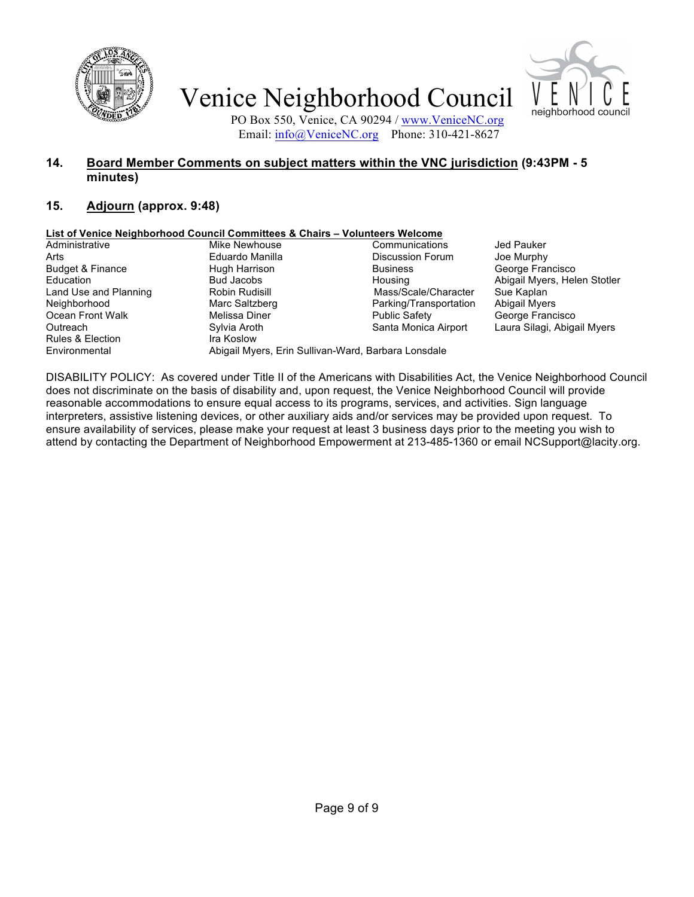# Venice Neighborhood Council

PO Box 550, Venice, CA 90294 / www.VeniceNC.org
Email: info@VeniceNC.org Phone: 310-421-8627

**14. Board Member Comments on subject matters within the VNC jurisdiction (9:43PM - 5 minutes)**

**15. Adjourn (approx. 9:48)**

**List of Venice Neighborhood Council Committees & Chairs – Volunteers Welcome**

| | | | |
|---|---|---|---|
| Administrative | Mike Newhouse | Communications | Jed Pauker |
| Arts | Eduardo Manilla | Discussion Forum | Joe Murphy |
| Budget & Finance | Hugh Harrison | Business | George Francisco |
| Education | Bud Jacobs | Housing | Abigail Myers, Helen Stotler |
| Land Use and Planning | Robin Rudisill | Mass/Scale/Character | Sue Kaplan |
| Neighborhood | Marc Saltzberg | Parking/Transportation | Abigail Myers |
| Ocean Front Walk | Melissa Diner | Public Safety | George Francisco |
| Outreach | Sylvia Aroth | Santa Monica Airport | Laura Silagi, Abigail Myers |
| Rules & Election | Ira Koslow | | |
| Environmental | Abigail Myers, Erin Sullivan-Ward, Barbara Lonsdale | | |

DISABILITY POLICY: As covered under Title II of the Americans with Disabilities Act, the Venice Neighborhood Council does not discriminate on the basis of disability and, upon request, the Venice Neighborhood Council will provide reasonable accommodations to ensure equal access to its programs, services, and activities. Sign language interpreters, assistive listening devices, or other auxiliary aids and/or services may be provided upon request. To ensure availability of services, please make your request at least 3 business days prior to the meeting you wish to attend by contacting the Department of Neighborhood Empowerment at 213-485-1360 or email NCSupport@lacity.org.